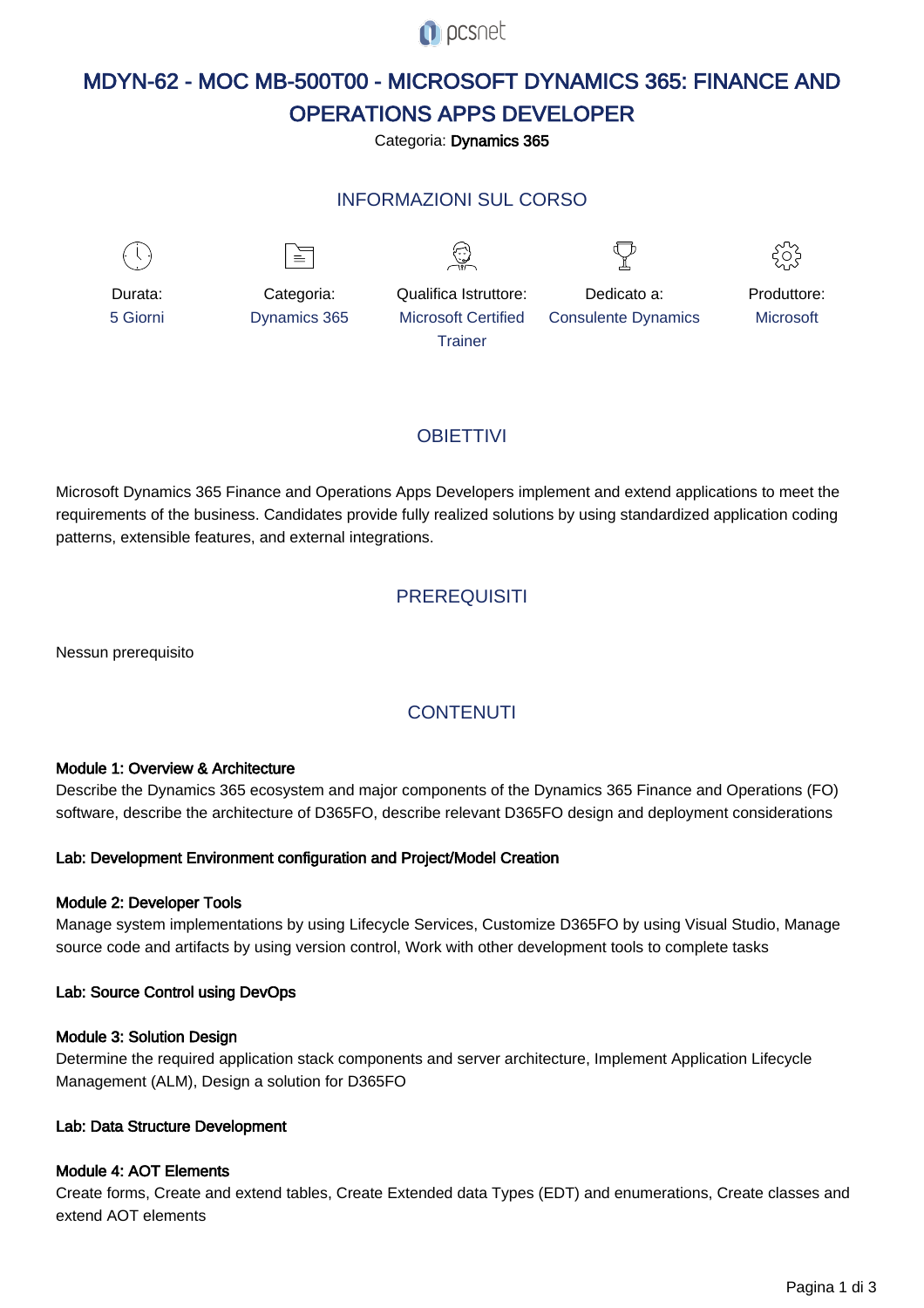# MDYN-62 - MOC MB-500T00 - MICROSOFT DYNAMICS 365: FINANCE AND OPERATIONS APPS DEVELOPER

Categoria: **Dynamics 365**

## INFORMAZIONI SUL CORSO

| Durata: | Categoria: | Qualifica Istruttore: | Dedicato a: | Produttore: |
|---|---|---|---|---|
| 5 Giorni | Dynamics 365 | Microsoft Certified Trainer | Consulente Dynamics | Microsoft |

## OBIETTIVI

Microsoft Dynamics 365 Finance and Operations Apps Developers implement and extend applications to meet the requirements of the business. Candidates provide fully realized solutions by using standardized application coding patterns, extensible features, and external integrations.

## PREREQUISITI

Nessun prerequisito

## CONTENUTI

**Module 1: Overview & Architecture**

Describe the Dynamics 365 ecosystem and major components of the Dynamics 365 Finance and Operations (FO) software, describe the architecture of D365FO, describe relevant D365FO design and deployment considerations

**Lab: Development Environment configuration and Project/Model Creation**

**Module 2: Developer Tools**

Manage system implementations by using Lifecycle Services, Customize D365FO by using Visual Studio, Manage source code and artifacts by using version control, Work with other development tools to complete tasks

**Lab: Source Control using DevOps**

**Module 3: Solution Design**

Determine the required application stack components and server architecture, Implement Application Lifecycle Management (ALM), Design a solution for D365FO

**Lab: Data Structure Development**

**Module 4: AOT Elements**

Create forms, Create and extend tables, Create Extended data Types (EDT) and enumerations, Create classes and extend AOT elements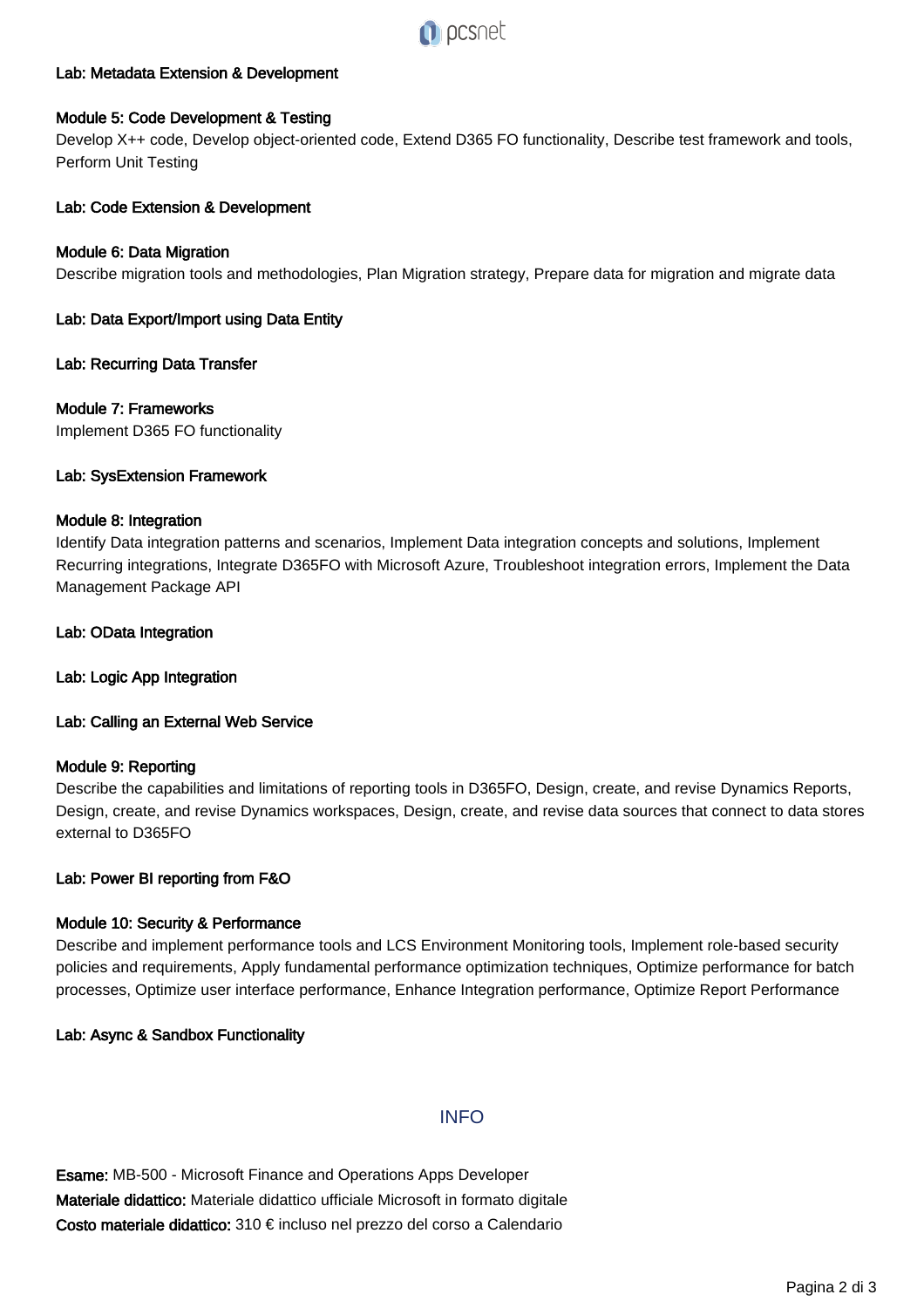**Lab: Metadata Extension & Development**

**Module 5: Code Development & Testing**
Develop X++ code, Develop object-oriented code, Extend D365 FO functionality, Describe test framework and tools, Perform Unit Testing

**Lab: Code Extension & Development**

**Module 6: Data Migration**
Describe migration tools and methodologies, Plan Migration strategy, Prepare data for migration and migrate data

**Lab: Data Export/Import using Data Entity**

**Lab: Recurring Data Transfer**

**Module 7: Frameworks**
Implement D365 FO functionality

**Lab: SysExtension Framework**

**Module 8: Integration**
Identify Data integration patterns and scenarios, Implement Data integration concepts and solutions, Implement Recurring integrations, Integrate D365FO with Microsoft Azure, Troubleshoot integration errors, Implement the Data Management Package API

**Lab: OData Integration**

**Lab: Logic App Integration**

**Lab: Calling an External Web Service**

**Module 9: Reporting**
Describe the capabilities and limitations of reporting tools in D365FO, Design, create, and revise Dynamics Reports, Design, create, and revise Dynamics workspaces, Design, create, and revise data sources that connect to data stores external to D365FO

**Lab: Power BI reporting from F&O**

**Module 10: Security & Performance**
Describe and implement performance tools and LCS Environment Monitoring tools, Implement role-based security policies and requirements, Apply fundamental performance optimization techniques, Optimize performance for batch processes, Optimize user interface performance, Enhance Integration performance, Optimize Report Performance

**Lab: Async & Sandbox Functionality**

## INFO

**Esame:** MB-500 - Microsoft Finance and Operations Apps Developer
**Materiale didattico:** Materiale didattico ufficiale Microsoft in formato digitale
**Costo materiale didattico:** 310 € incluso nel prezzo del corso a Calendario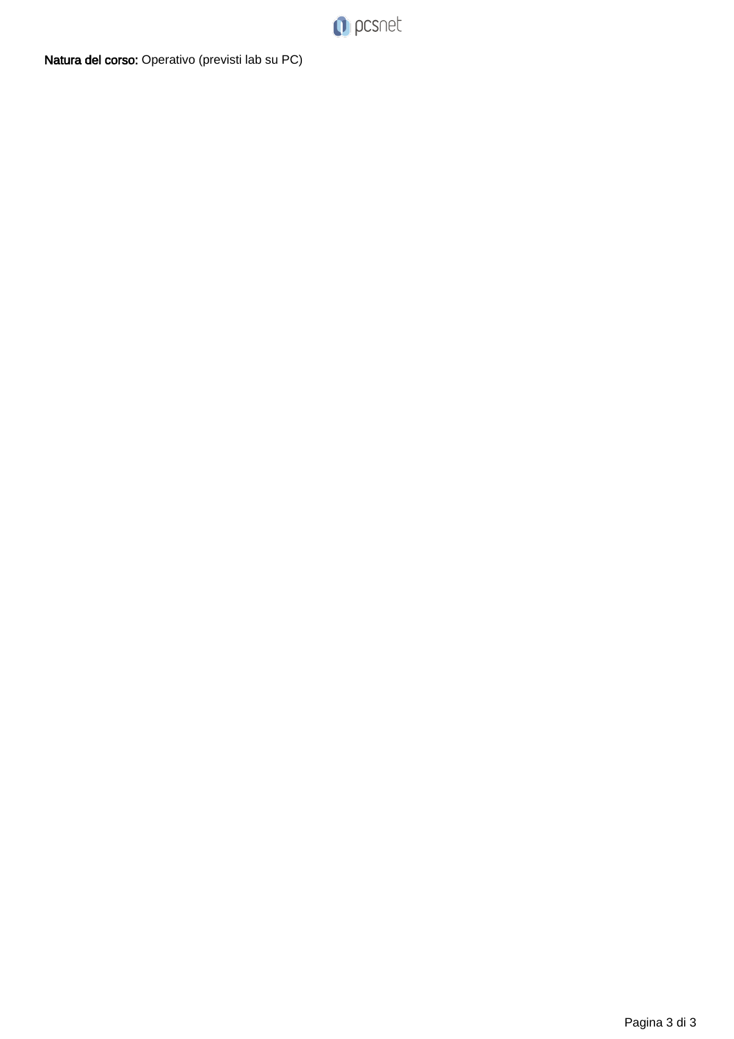**Natura del corso:** Operativo (previsti lab su PC)